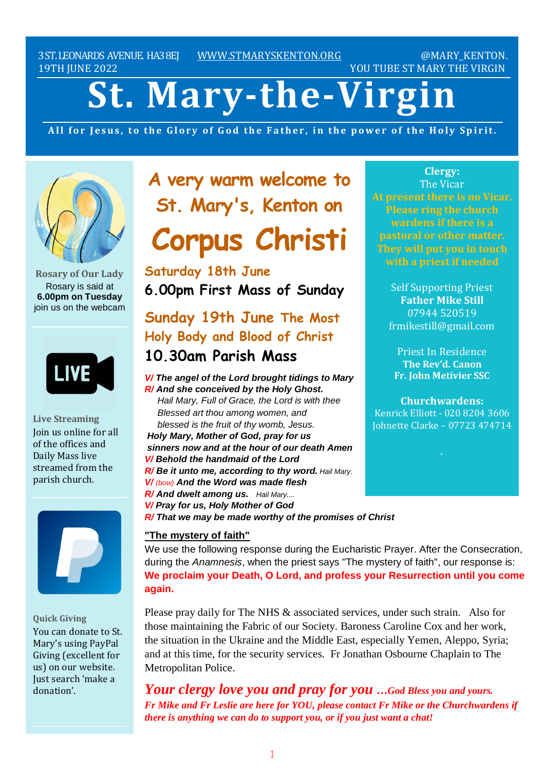3 ST. LEONARDS AVENUE. HA3 8EJ  [WWW.STMARYSKENTON.ORG](http://WWW.STMARYSKENTON.ORG)  @MARY_KENTON.

19TH JUNE 2022  YOU TUBE ST MARY THE VIRGIN

# St. Mary-the-Virgin

**All for Jesus, to the Glory of God the Father, in the power of the Holy Spirit.**

## A very warm welcome to St. Mary's, Kenton on Corpus Christi

### Saturday 18th June

**6.00pm First Mass of Sunday**

### Sunday 19th June The Most Holy Body and Blood of Christ

**10.30am Parish Mass**

***V/ The angel of the Lord brought tidings to Mary***
***R/ And she conceived by the Holy Ghost.***
*Hail Mary, Full of Grace, the Lord is with thee*
*Blessed art thou among women, and*
*blessed is the fruit of thy womb, Jesus.*
***Holy Mary, Mother of God, pray for us***
***sinners now and at the hour of our death Amen***
***V/ Behold the handmaid of the Lord***
***R/ Be it unto me, according to thy word.*** *Hail Mary.*
***V/*** *(bow)* ***And the Word was made flesh***
***R/ And dwelt among us.*** *Hail Mary....*
***V/ Pray for us, Holy Mother of God***
***R/ That we may be made worthy of the promises of Christ***

**"The mystery of faith"**

We use the following response during the Eucharistic Prayer. After the Consecration, during the *Anamnesis*, when the priest says "The mystery of faith", our response is: **We proclaim your Death, O Lord, and profess your Resurrection until you come again.**

Please pray daily for The NHS & associated services, under such strain. Also for those maintaining the Fabric of our Society. Baroness Caroline Cox and her work, the situation in the Ukraine and the Middle East, especially Yemen, Aleppo, Syria; and at this time, for the security services. Fr Jonathan Osbourne Chaplain to The Metropolitan Police.

***Your clergy love you and pray for you …God Bless you and yours.***
***Fr Mike and Fr Leslie are here for YOU, please contact Fr Mike or the Churchwardens if there is anything we can do to support you, or if you just want a chat!***

**Clergy:**
The Vicar
At present there is no Vicar. Please ring the church wardens if there is a pastoral or other matter. They will put you in touch with a priest if needed

Self Supporting Priest
**Father Mike Still**
07944 520519
frmikestill@gmail.com

Priest In Residence
**The Rev'd. Canon**
**Fr. John Metivier SSC**

**Churchwardens:**
Kenrick Elliott - 020 8204 3606
Johnette Clarke – 07723 474714

**Rosary of Our Lady**
Rosary is said at **6.00pm on Tuesday** join us on the webcam

**Live Streaming**
Join us online for all of the offices and Daily Mass live streamed from the parish church.

**Quick Giving**
You can donate to St. Mary's using PayPal Giving (excellent for us) on our website. Just search 'make a donation'.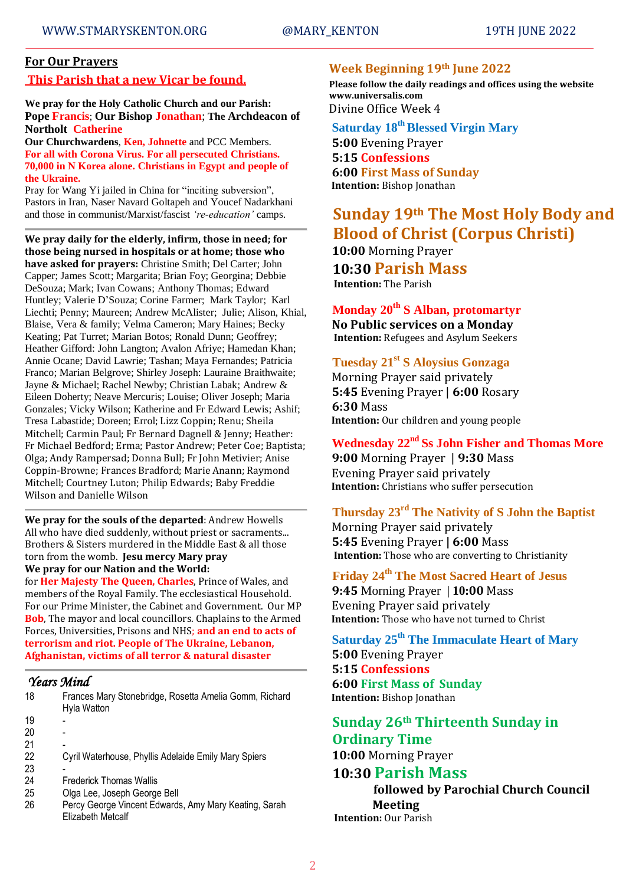## For Our Prayers

**This Parish that a new Vicar be found.**

**We pray for the Holy Catholic Church and our Parish: Pope Francis; Our Bishop Jonathan; The Archdeacon of Northolt Catherine**
**Our Churchwardens**, **Ken, Johnette** and PCC Members.
**For all with Corona Virus. For all persecuted Christians. 70,000 in N Korea alone. Christians in Egypt and people of the Ukraine.**
Pray for Wang Yi jailed in China for "inciting subversion", Pastors in Iran, Naser Navard Goltapeh and Youcef Nadarkhani and those in communist/Marxist/fascist *'re-education'* camps.

---

**We pray daily for the elderly, infirm, those in need; for those being nursed in hospitals or at home; those who have asked for prayers:** Christine Smith; Del Carter; John Capper; James Scott; Margarita; Brian Foy; Georgina; Debbie DeSouza; Mark; Ivan Cowans; Anthony Thomas; Edward Huntley; Valerie D'Souza; Corine Farmer; Mark Taylor; Karl Liechti; Penny; Maureen; Andrew McAlister; Julie; Alison, Khial, Blaise, Vera & family; Velma Cameron; Mary Haines; Becky Keating; Pat Turret; Marian Botos; Ronald Dunn; Geoffrey; Heather Gifford: John Langton; Avalon Afriye; Hamedan Khan; Annie Ocane; David Lawrie; Tashan; Maya Fernandes; Patricia Franco; Marian Belgrove; Shirley Joseph: Lauraine Braithwaite; Jayne & Michael; Rachel Newby; Christian Labak; Andrew & Eileen Doherty; Neave Mercuris; Louise; Oliver Joseph; Maria Gonzales; Vicky Wilson; Katherine and Fr Edward Lewis; Ashif; Tresa Labastide; Doreen; Errol; Lizz Coppin; Renu; Sheila Mitchell; Carmin Paul; Fr Bernard Dagnell & Jenny; Heather: Fr Michael Bedford; Erma; Pastor Andrew; Peter Coe; Baptista; Olga; Andy Rampersad; Donna Bull; Fr John Metivier; Anise Coppin-Browne; Frances Bradford; Marie Anann; Raymond Mitchell; Courtney Luton; Philip Edwards; Baby Freddie Wilson and Danielle Wilson

---

**We pray for the souls of the departed**: Andrew Howells
All who have died suddenly, without priest or sacraments... Brothers & Sisters murdered in the Middle East & all those torn from the womb. **Jesu mercy Mary pray**
**We pray for our Nation and the World:**
for **Her Majesty The Queen, Charles**, Prince of Wales, and members of the Royal Family. The ecclesiastical Household. For our Prime Minister, the Cabinet and Government. Our MP **Bob**, The mayor and local councillors. Chaplains to the Armed Forces, Universities, Prisons and NHS; **and an end to acts of terrorism and riot. People of The Ukraine, Lebanon, Afghanistan, victims of all terror & natural disaster**

---

### *Years Mind*

| | |
|---|---|
| 18 | Frances Mary Stonebridge, Rosetta Amelia Gomm, Richard Hyla Watton |
| 19 | - |
| 20 | - |
| 21 | - |
| 22 | Cyril Waterhouse, Phyllis Adelaide Emily Mary Spiers |
| 23 | - |
| 24 | Frederick Thomas Wallis |
| 25 | Olga Lee, Joseph George Bell |
| 26 | Percy George Vincent Edwards, Amy Mary Keating, Sarah Elizabeth Metcalf |

## Week Beginning 19th June 2022

**Please follow the daily readings and offices using the website www.universalis.com**
Divine Office Week 4

### Saturday 18th Blessed Virgin Mary
**5:00** Evening Prayer
**5:15 Confessions**
**6:00 First Mass of Sunday**
**Intention:** Bishop Jonathan

## Sunday 19th The Most Holy Body and Blood of Christ (Corpus Christi)
**10:00** Morning Prayer
**10:30 Parish Mass**
**Intention:** The Parish

### Monday 20th S Alban, protomartyr
**No Public services on a Monday**
**Intention:** Refugees and Asylum Seekers

### Tuesday 21st S Aloysius Gonzaga
Morning Prayer said privately
**5:45** Evening Prayer | **6:00** Rosary
**6:30** Mass
**Intention:** Our children and young people

### Wednesday 22nd Ss John Fisher and Thomas More
**9:00** Morning Prayer | **9:30** Mass
Evening Prayer said privately
**Intention:** Christians who suffer persecution

### Thursday 23rd The Nativity of S John the Baptist
Morning Prayer said privately
**5:45** Evening Prayer | **6:00** Mass
**Intention:** Those who are converting to Christianity

### Friday 24th The Most Sacred Heart of Jesus
**9:45** Morning Prayer | **10:00** Mass
Evening Prayer said privately
**Intention:** Those who have not turned to Christ

### Saturday 25th The Immaculate Heart of Mary
**5:00** Evening Prayer
**5:15 Confessions**
**6:00 First Mass of Sunday**
**Intention:** Bishop Jonathan

## Sunday 26th Thirteenth Sunday in Ordinary Time
**10:00** Morning Prayer
**10:30 Parish Mass**
**followed by Parochial Church Council Meeting**
**Intention:** Our Parish